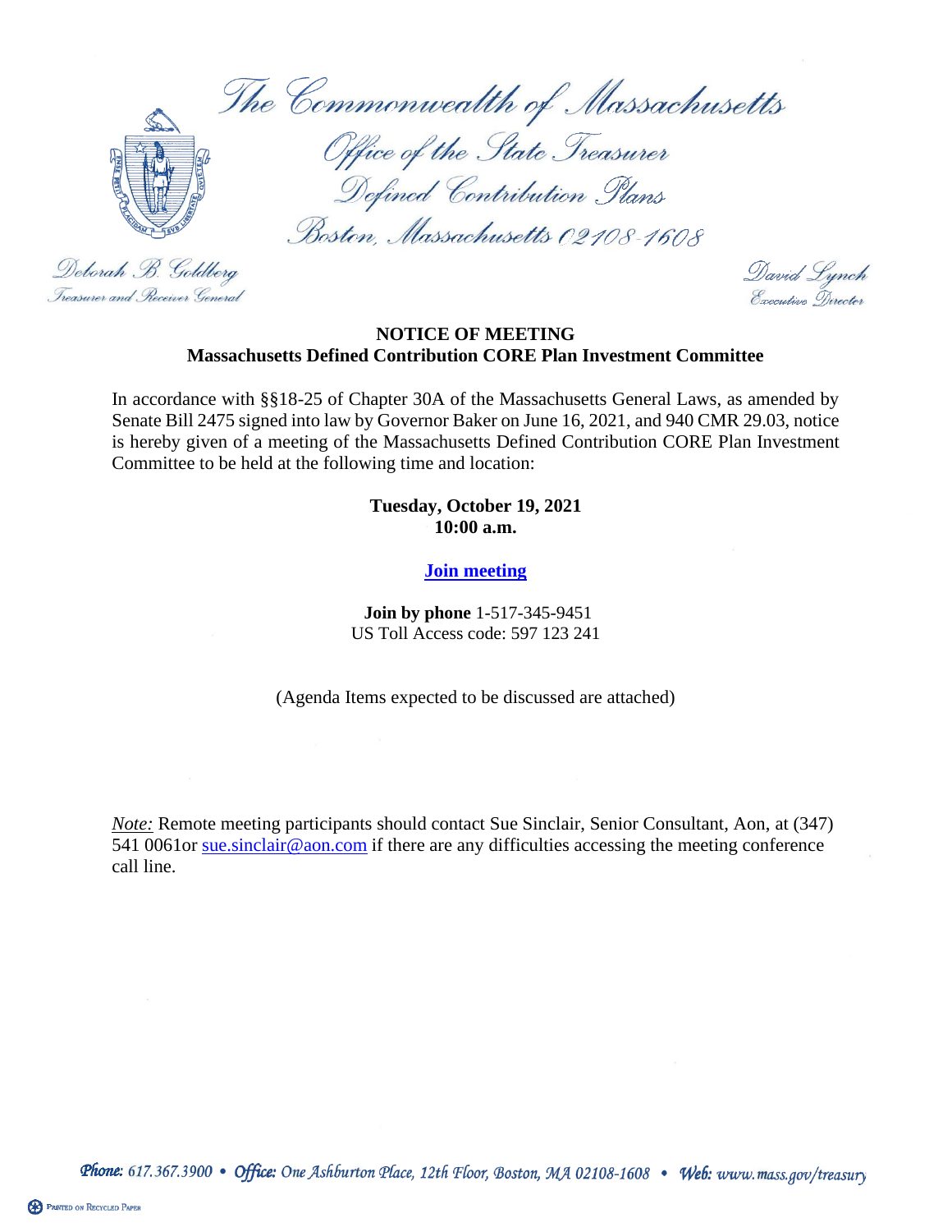The Commonwealth of Massachusetts

Office of the State Treasurer

Defined Contribution Plans

Boston, Massachusetts 02108-1608

Deborah B. Goldberg
Treasurer and Receiver General

David Lynch
Executive Director

## NOTICE OF MEETING

## Massachusetts Defined Contribution CORE Plan Investment Committee

In accordance with §§18-25 of Chapter 30A of the Massachusetts General Laws, as amended by Senate Bill 2475 signed into law by Governor Baker on June 16, 2021, and 940 CMR 29.03, notice is hereby given of a meeting of the Massachusetts Defined Contribution CORE Plan Investment Committee to be held at the following time and location:

**Tuesday, October 19, 2021**
**10:00 a.m.**

**Join meeting**

**Join by phone** 1-517-345-9451
US Toll Access code: 597 123 241

(Agenda Items expected to be discussed are attached)

*Note:* Remote meeting participants should contact Sue Sinclair, Senior Consultant, Aon, at (347) 541 0061or sue.sinclair@aon.com if there are any difficulties accessing the meeting conference call line.

Phone: 617.367.3900 • Office: One Ashburton Place, 12th Floor, Boston, MA 02108-1608 • Web: www.mass.gov/treasury

PRINTED ON RECYCLED PAPER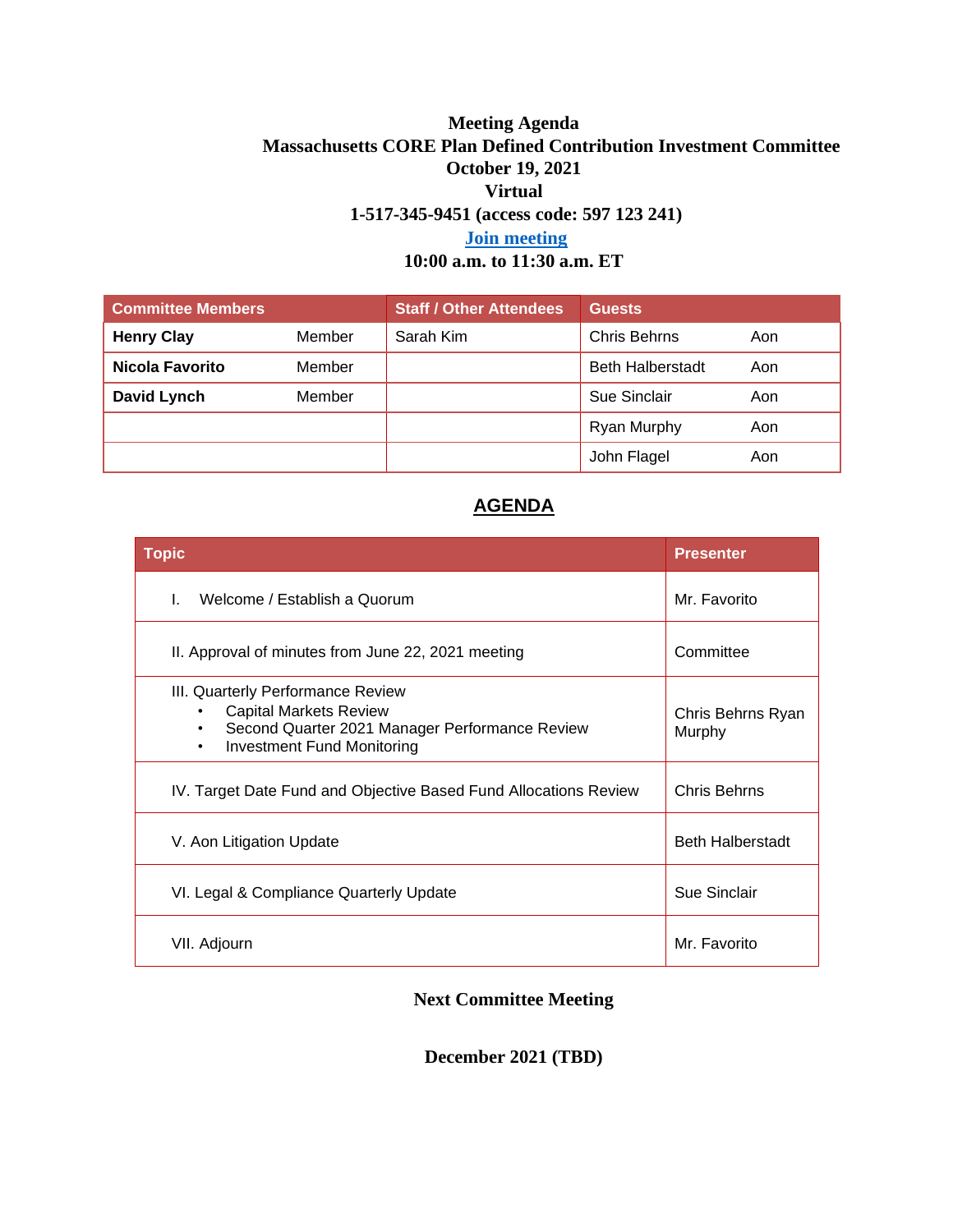**Meeting Agenda**
**Massachusetts CORE Plan Defined Contribution Investment Committee**
**October 19, 2021**
**Virtual**
**1-517-345-9451 (access code: 597 123 241)**
**Join meeting**
**10:00 a.m. to 11:30 a.m. ET**

| Committee Members | | Staff / Other Attendees | Guests | |
|---|---|---|---|---|
| **Henry Clay** | Member | Sarah Kim | Chris Behrns | Aon |
| **Nicola Favorito** | Member | | Beth Halberstadt | Aon |
| **David Lynch** | Member | | Sue Sinclair | Aon |
| | | | Ryan Murphy | Aon |
| | | | John Flagel | Aon |

## AGENDA

| Topic | Presenter |
|---|---|
| I. Welcome / Establish a Quorum | Mr. Favorito |
| II. Approval of minutes from June 22, 2021 meeting | Committee |
| III. Quarterly Performance Review<br>• Capital Markets Review<br>• Second Quarter 2021 Manager Performance Review<br>• Investment Fund Monitoring | Chris Behrns Ryan Murphy |
| IV. Target Date Fund and Objective Based Fund Allocations Review | Chris Behrns |
| V. Aon Litigation Update | Beth Halberstadt |
| VI. Legal & Compliance Quarterly Update | Sue Sinclair |
| VII. Adjourn | Mr. Favorito |

**Next Committee Meeting**

**December 2021 (TBD)**